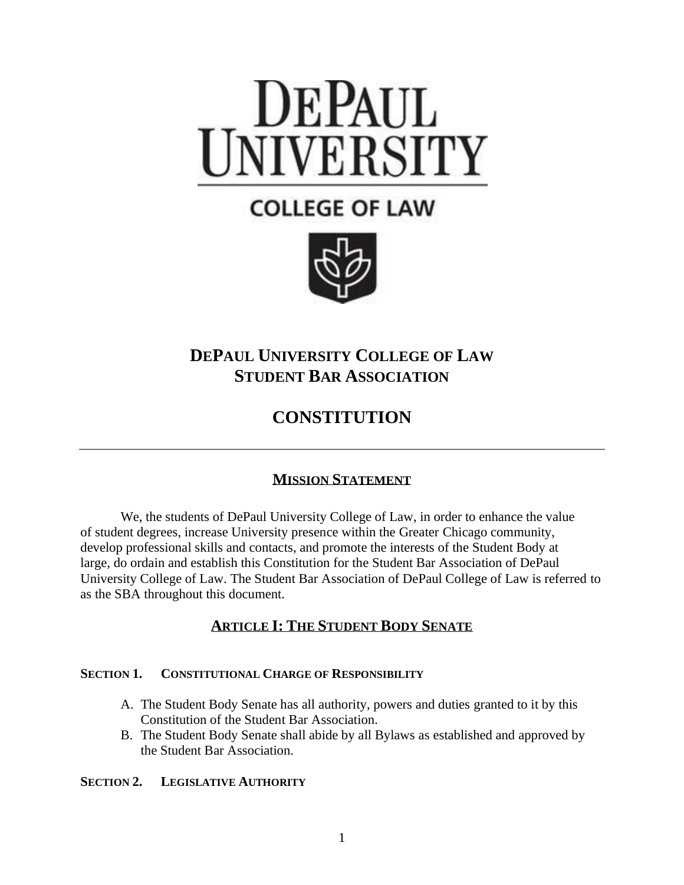# DePaul University College of Law Student Bar Association

# CONSTITUTION

---

## MISSION STATEMENT

We, the students of DePaul University College of Law, in order to enhance the value of student degrees, increase University presence within the Greater Chicago community, develop professional skills and contacts, and promote the interests of the Student Body at large, do ordain and establish this Constitution for the Student Bar Association of DePaul University College of Law. The Student Bar Association of DePaul College of Law is referred to as the SBA throughout this document.

## ARTICLE I: THE STUDENT BODY SENATE

### SECTION 1. CONSTITUTIONAL CHARGE OF RESPONSIBILITY

A. The Student Body Senate has all authority, powers and duties granted to it by this Constitution of the Student Bar Association.
B. The Student Body Senate shall abide by all Bylaws as established and approved by the Student Bar Association.

### SECTION 2. LEGISLATIVE AUTHORITY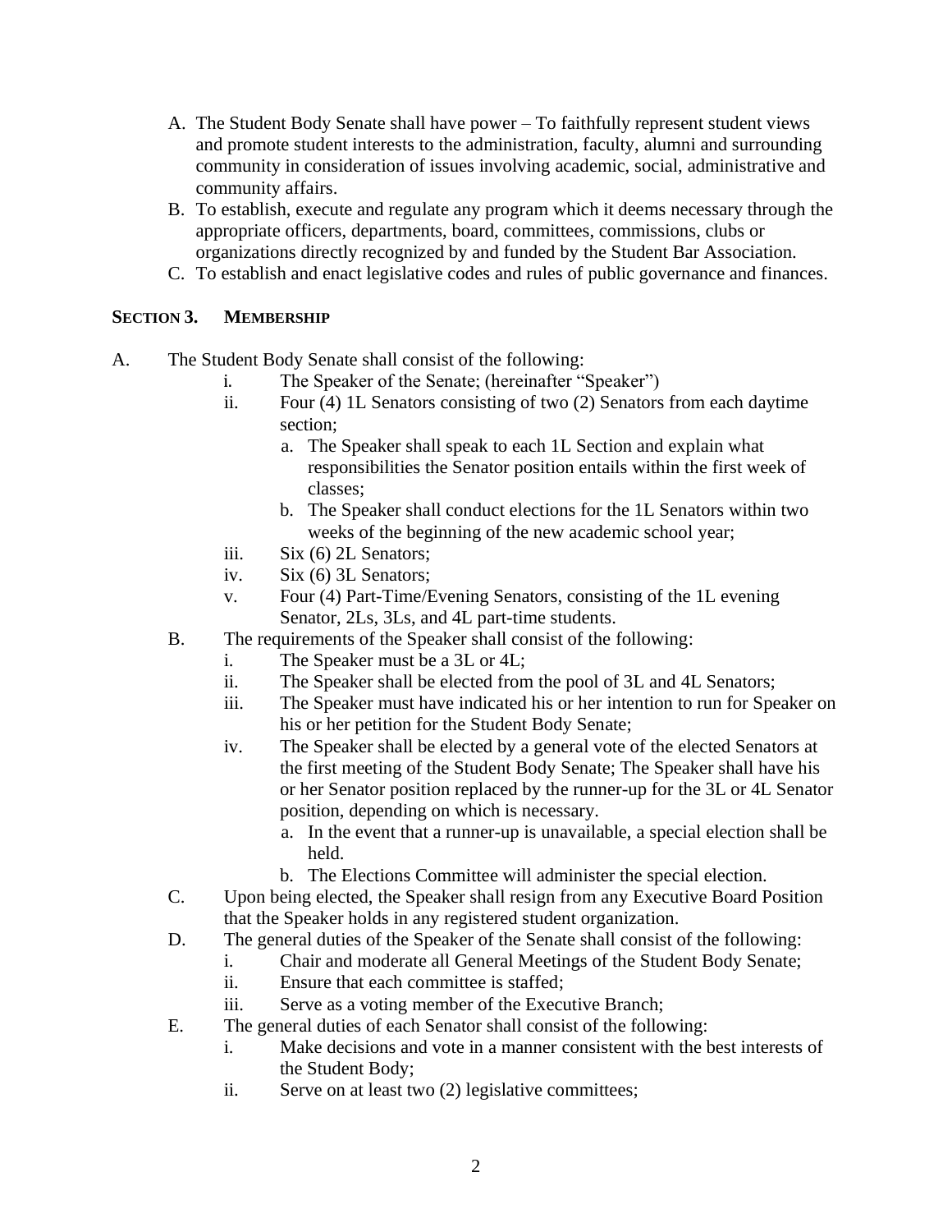A. The Student Body Senate shall have power – To faithfully represent student views and promote student interests to the administration, faculty, alumni and surrounding community in consideration of issues involving academic, social, administrative and community affairs.
B. To establish, execute and regulate any program which it deems necessary through the appropriate officers, departments, board, committees, commissions, clubs or organizations directly recognized by and funded by the Student Bar Association.
C. To establish and enact legislative codes and rules of public governance and finances.

**SECTION 3. MEMBERSHIP**

A. The Student Body Senate shall consist of the following:
   - i. The Speaker of the Senate; (hereinafter "Speaker")
   - ii. Four (4) 1L Senators consisting of two (2) Senators from each daytime section;
     - a. The Speaker shall speak to each 1L Section and explain what responsibilities the Senator position entails within the first week of classes;
     - b. The Speaker shall conduct elections for the 1L Senators within two weeks of the beginning of the new academic school year;
   - iii. Six (6) 2L Senators;
   - iv. Six (6) 3L Senators;
   - v. Four (4) Part-Time/Evening Senators, consisting of the 1L evening Senator, 2Ls, 3Ls, and 4L part-time students.

B. The requirements of the Speaker shall consist of the following:
   - i. The Speaker must be a 3L or 4L;
   - ii. The Speaker shall be elected from the pool of 3L and 4L Senators;
   - iii. The Speaker must have indicated his or her intention to run for Speaker on his or her petition for the Student Body Senate;
   - iv. The Speaker shall be elected by a general vote of the elected Senators at the first meeting of the Student Body Senate; The Speaker shall have his or her Senator position replaced by the runner-up for the 3L or 4L Senator position, depending on which is necessary.
     - a. In the event that a runner-up is unavailable, a special election shall be held.
     - b. The Elections Committee will administer the special election.

C. Upon being elected, the Speaker shall resign from any Executive Board Position that the Speaker holds in any registered student organization.

D. The general duties of the Speaker of the Senate shall consist of the following:
   - i. Chair and moderate all General Meetings of the Student Body Senate;
   - ii. Ensure that each committee is staffed;
   - iii. Serve as a voting member of the Executive Branch;

E. The general duties of each Senator shall consist of the following:
   - i. Make decisions and vote in a manner consistent with the best interests of the Student Body;
   - ii. Serve on at least two (2) legislative committees;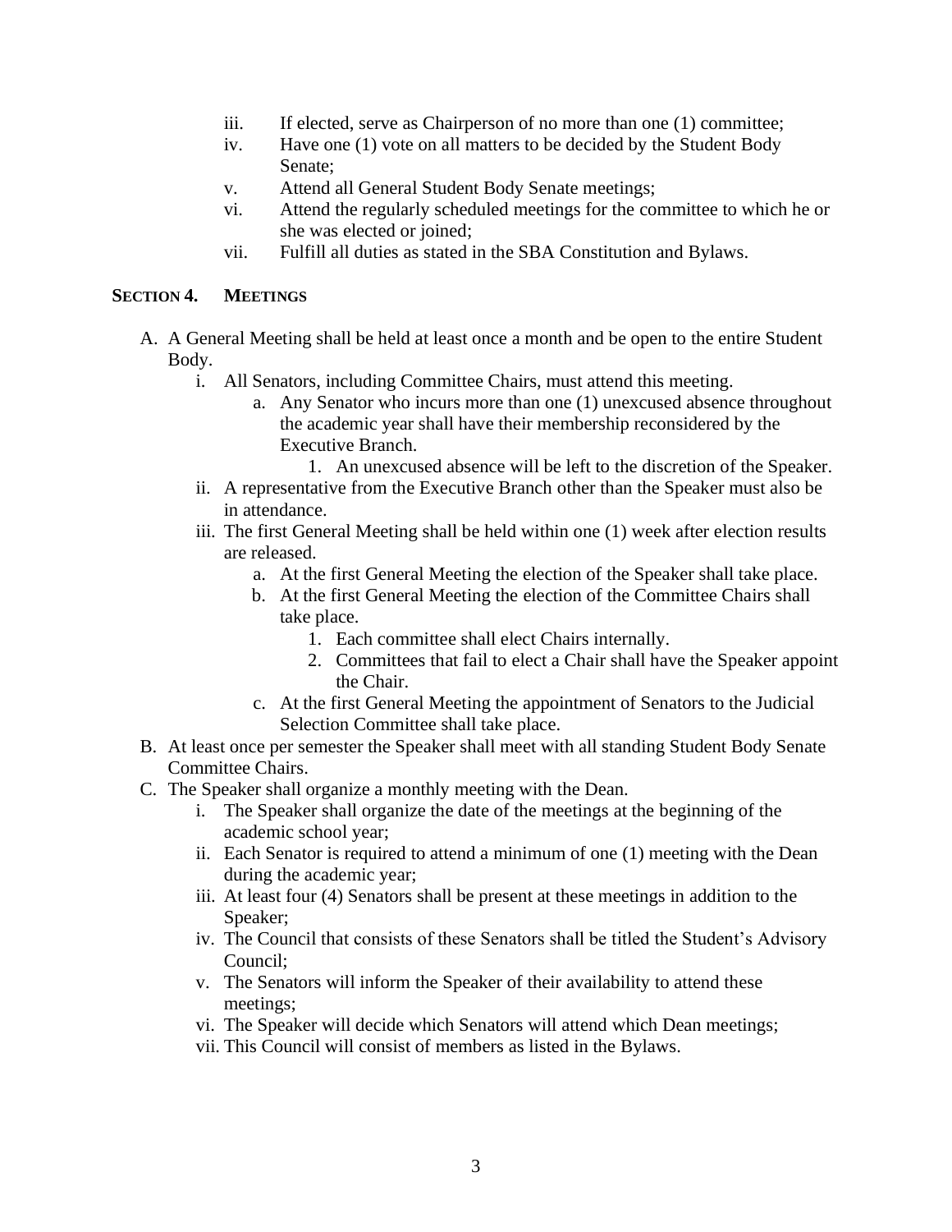iii. If elected, serve as Chairperson of no more than one (1) committee;
iv. Have one (1) vote on all matters to be decided by the Student Body Senate;
v. Attend all General Student Body Senate meetings;
vi. Attend the regularly scheduled meetings for the committee to which he or she was elected or joined;
vii. Fulfill all duties as stated in the SBA Constitution and Bylaws.

**SECTION 4. MEETINGS**

A. A General Meeting shall be held at least once a month and be open to the entire Student Body.
   i. All Senators, including Committee Chairs, must attend this meeting.
      a. Any Senator who incurs more than one (1) unexcused absence throughout the academic year shall have their membership reconsidered by the Executive Branch.
         1. An unexcused absence will be left to the discretion of the Speaker.
   ii. A representative from the Executive Branch other than the Speaker must also be in attendance.
   iii. The first General Meeting shall be held within one (1) week after election results are released.
      a. At the first General Meeting the election of the Speaker shall take place.
      b. At the first General Meeting the election of the Committee Chairs shall take place.
         1. Each committee shall elect Chairs internally.
         2. Committees that fail to elect a Chair shall have the Speaker appoint the Chair.
      c. At the first General Meeting the appointment of Senators to the Judicial Selection Committee shall take place.

B. At least once per semester the Speaker shall meet with all standing Student Body Senate Committee Chairs.

C. The Speaker shall organize a monthly meeting with the Dean.
   i. The Speaker shall organize the date of the meetings at the beginning of the academic school year;
   ii. Each Senator is required to attend a minimum of one (1) meeting with the Dean during the academic year;
   iii. At least four (4) Senators shall be present at these meetings in addition to the Speaker;
   iv. The Council that consists of these Senators shall be titled the Student's Advisory Council;
   v. The Senators will inform the Speaker of their availability to attend these meetings;
   vi. The Speaker will decide which Senators will attend which Dean meetings;
   vii. This Council will consist of members as listed in the Bylaws.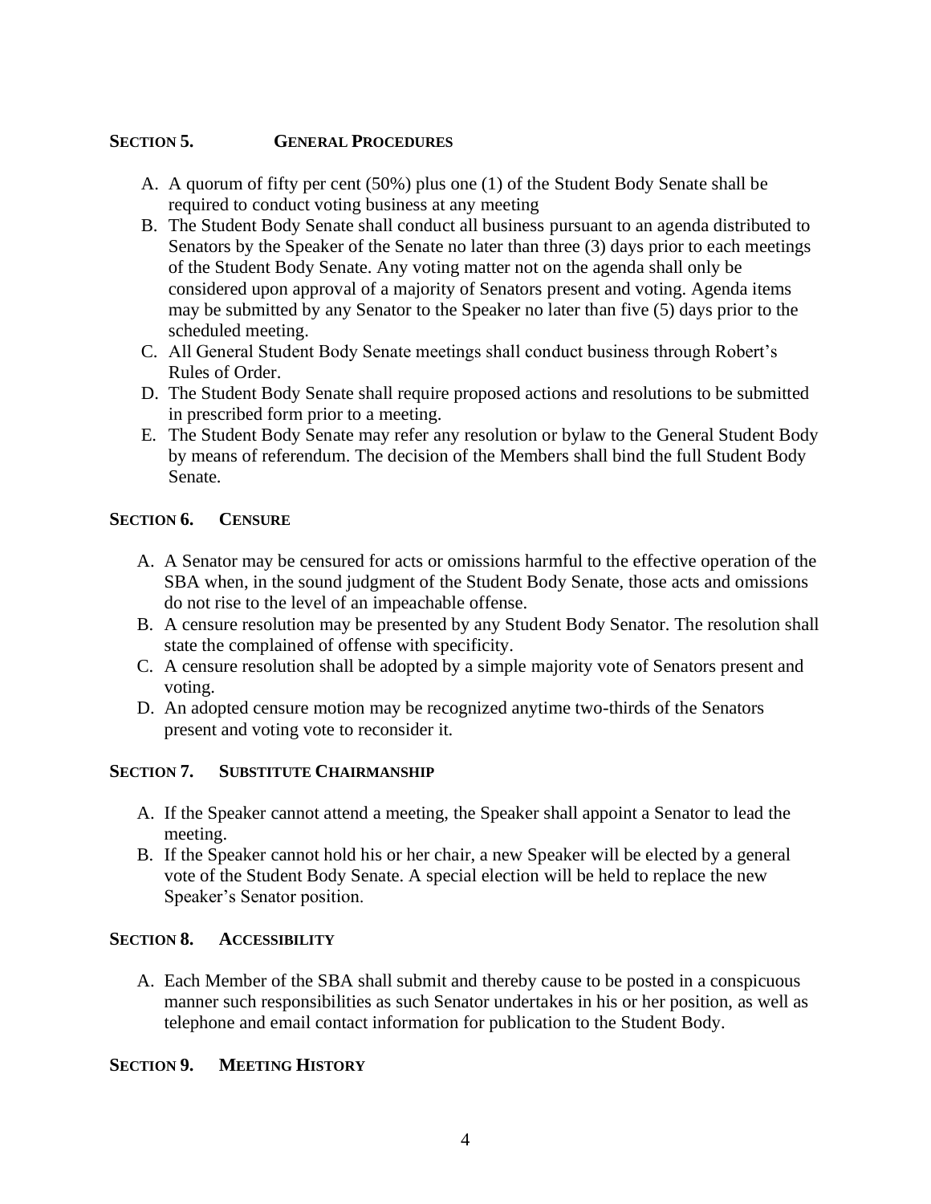## SECTION 5. GENERAL PROCEDURES

A. A quorum of fifty per cent (50%) plus one (1) of the Student Body Senate shall be required to conduct voting business at any meeting
B. The Student Body Senate shall conduct all business pursuant to an agenda distributed to Senators by the Speaker of the Senate no later than three (3) days prior to each meetings of the Student Body Senate. Any voting matter not on the agenda shall only be considered upon approval of a majority of Senators present and voting. Agenda items may be submitted by any Senator to the Speaker no later than five (5) days prior to the scheduled meeting.
C. All General Student Body Senate meetings shall conduct business through Robert's Rules of Order.
D. The Student Body Senate shall require proposed actions and resolutions to be submitted in prescribed form prior to a meeting.
E. The Student Body Senate may refer any resolution or bylaw to the General Student Body by means of referendum. The decision of the Members shall bind the full Student Body Senate.

## SECTION 6. CENSURE

A. A Senator may be censured for acts or omissions harmful to the effective operation of the SBA when, in the sound judgment of the Student Body Senate, those acts and omissions do not rise to the level of an impeachable offense.
B. A censure resolution may be presented by any Student Body Senator. The resolution shall state the complained of offense with specificity.
C. A censure resolution shall be adopted by a simple majority vote of Senators present and voting.
D. An adopted censure motion may be recognized anytime two-thirds of the Senators present and voting vote to reconsider it.

## SECTION 7. SUBSTITUTE CHAIRMANSHIP

A. If the Speaker cannot attend a meeting, the Speaker shall appoint a Senator to lead the meeting.
B. If the Speaker cannot hold his or her chair, a new Speaker will be elected by a general vote of the Student Body Senate. A special election will be held to replace the new Speaker's Senator position.

## SECTION 8. ACCESSIBILITY

A. Each Member of the SBA shall submit and thereby cause to be posted in a conspicuous manner such responsibilities as such Senator undertakes in his or her position, as well as telephone and email contact information for publication to the Student Body.

## SECTION 9. MEETING HISTORY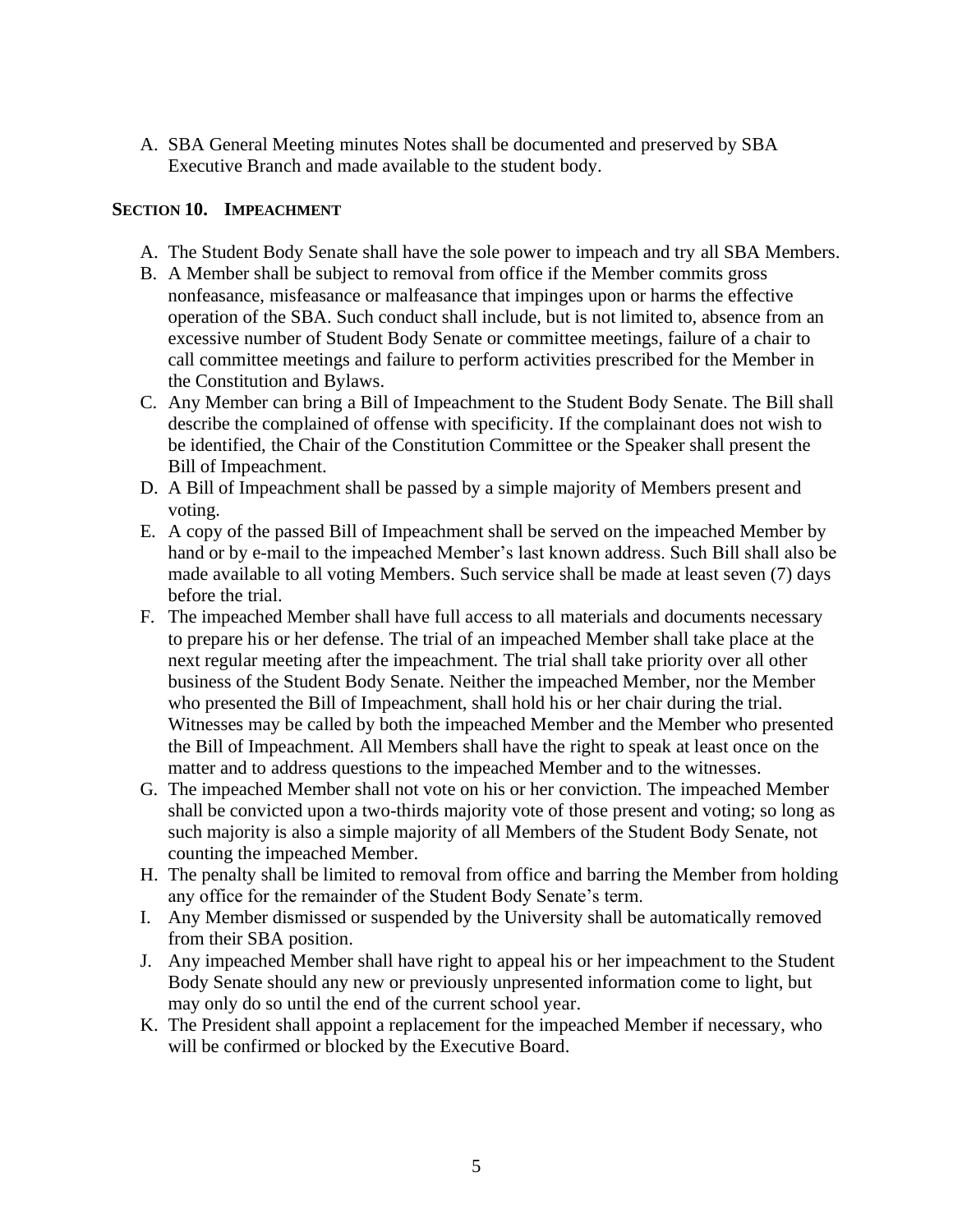A. SBA General Meeting minutes Notes shall be documented and preserved by SBA Executive Branch and made available to the student body.

### SECTION 10. IMPEACHMENT

A. The Student Body Senate shall have the sole power to impeach and try all SBA Members.
B. A Member shall be subject to removal from office if the Member commits gross nonfeasance, misfeasance or malfeasance that impinges upon or harms the effective operation of the SBA. Such conduct shall include, but is not limited to, absence from an excessive number of Student Body Senate or committee meetings, failure of a chair to call committee meetings and failure to perform activities prescribed for the Member in the Constitution and Bylaws.
C. Any Member can bring a Bill of Impeachment to the Student Body Senate. The Bill shall describe the complained of offense with specificity. If the complainant does not wish to be identified, the Chair of the Constitution Committee or the Speaker shall present the Bill of Impeachment.
D. A Bill of Impeachment shall be passed by a simple majority of Members present and voting.
E. A copy of the passed Bill of Impeachment shall be served on the impeached Member by hand or by e-mail to the impeached Member's last known address. Such Bill shall also be made available to all voting Members. Such service shall be made at least seven (7) days before the trial.
F. The impeached Member shall have full access to all materials and documents necessary to prepare his or her defense. The trial of an impeached Member shall take place at the next regular meeting after the impeachment. The trial shall take priority over all other business of the Student Body Senate. Neither the impeached Member, nor the Member who presented the Bill of Impeachment, shall hold his or her chair during the trial. Witnesses may be called by both the impeached Member and the Member who presented the Bill of Impeachment. All Members shall have the right to speak at least once on the matter and to address questions to the impeached Member and to the witnesses.
G. The impeached Member shall not vote on his or her conviction. The impeached Member shall be convicted upon a two-thirds majority vote of those present and voting; so long as such majority is also a simple majority of all Members of the Student Body Senate, not counting the impeached Member.
H. The penalty shall be limited to removal from office and barring the Member from holding any office for the remainder of the Student Body Senate's term.
I. Any Member dismissed or suspended by the University shall be automatically removed from their SBA position.
J. Any impeached Member shall have right to appeal his or her impeachment to the Student Body Senate should any new or previously unpresented information come to light, but may only do so until the end of the current school year.
K. The President shall appoint a replacement for the impeached Member if necessary, who will be confirmed or blocked by the Executive Board.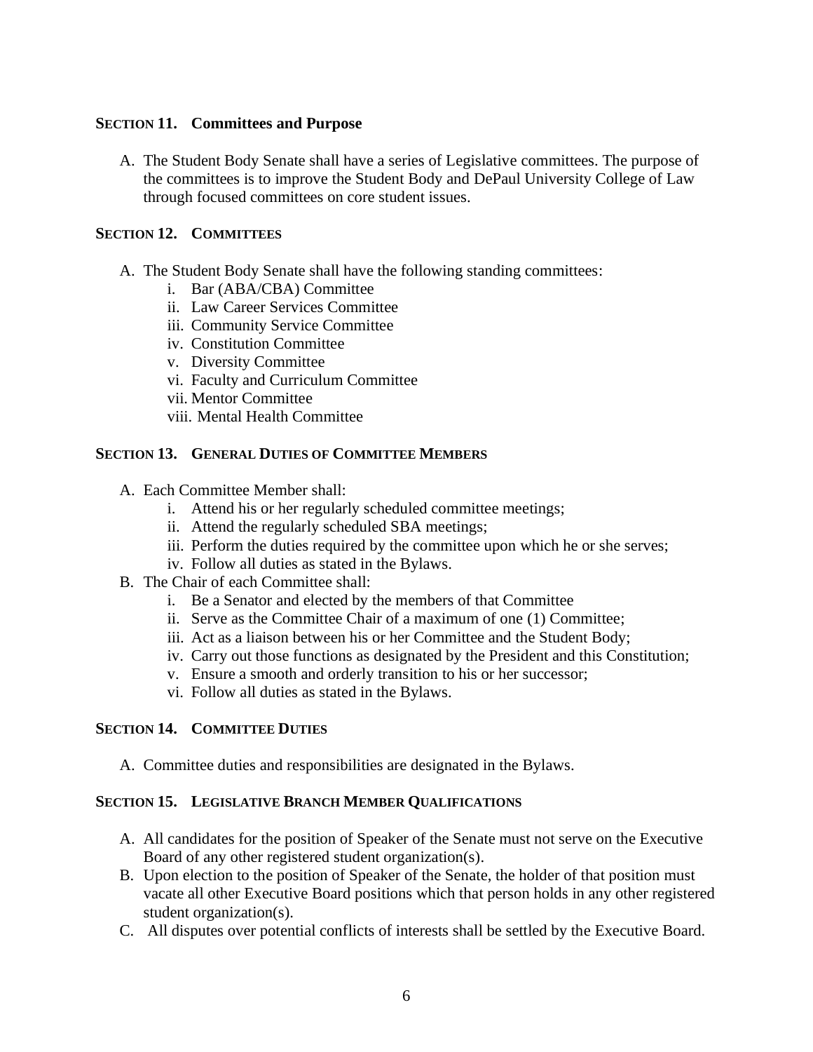### SECTION 11. Committees and Purpose

A. The Student Body Senate shall have a series of Legislative committees. The purpose of the committees is to improve the Student Body and DePaul University College of Law through focused committees on core student issues.

### SECTION 12. COMMITTEES

A. The Student Body Senate shall have the following standing committees:
   i. Bar (ABA/CBA) Committee
   ii. Law Career Services Committee
   iii. Community Service Committee
   iv. Constitution Committee
   v. Diversity Committee
   vi. Faculty and Curriculum Committee
   vii. Mentor Committee
   viii. Mental Health Committee

### SECTION 13. GENERAL DUTIES OF COMMITTEE MEMBERS

A. Each Committee Member shall:
   i. Attend his or her regularly scheduled committee meetings;
   ii. Attend the regularly scheduled SBA meetings;
   iii. Perform the duties required by the committee upon which he or she serves;
   iv. Follow all duties as stated in the Bylaws.

B. The Chair of each Committee shall:
   i. Be a Senator and elected by the members of that Committee
   ii. Serve as the Committee Chair of a maximum of one (1) Committee;
   iii. Act as a liaison between his or her Committee and the Student Body;
   iv. Carry out those functions as designated by the President and this Constitution;
   v. Ensure a smooth and orderly transition to his or her successor;
   vi. Follow all duties as stated in the Bylaws.

### SECTION 14. COMMITTEE DUTIES

A. Committee duties and responsibilities are designated in the Bylaws.

### SECTION 15. LEGISLATIVE BRANCH MEMBER QUALIFICATIONS

A. All candidates for the position of Speaker of the Senate must not serve on the Executive Board of any other registered student organization(s).
B. Upon election to the position of Speaker of the Senate, the holder of that position must vacate all other Executive Board positions which that person holds in any other registered student organization(s).
C. All disputes over potential conflicts of interests shall be settled by the Executive Board.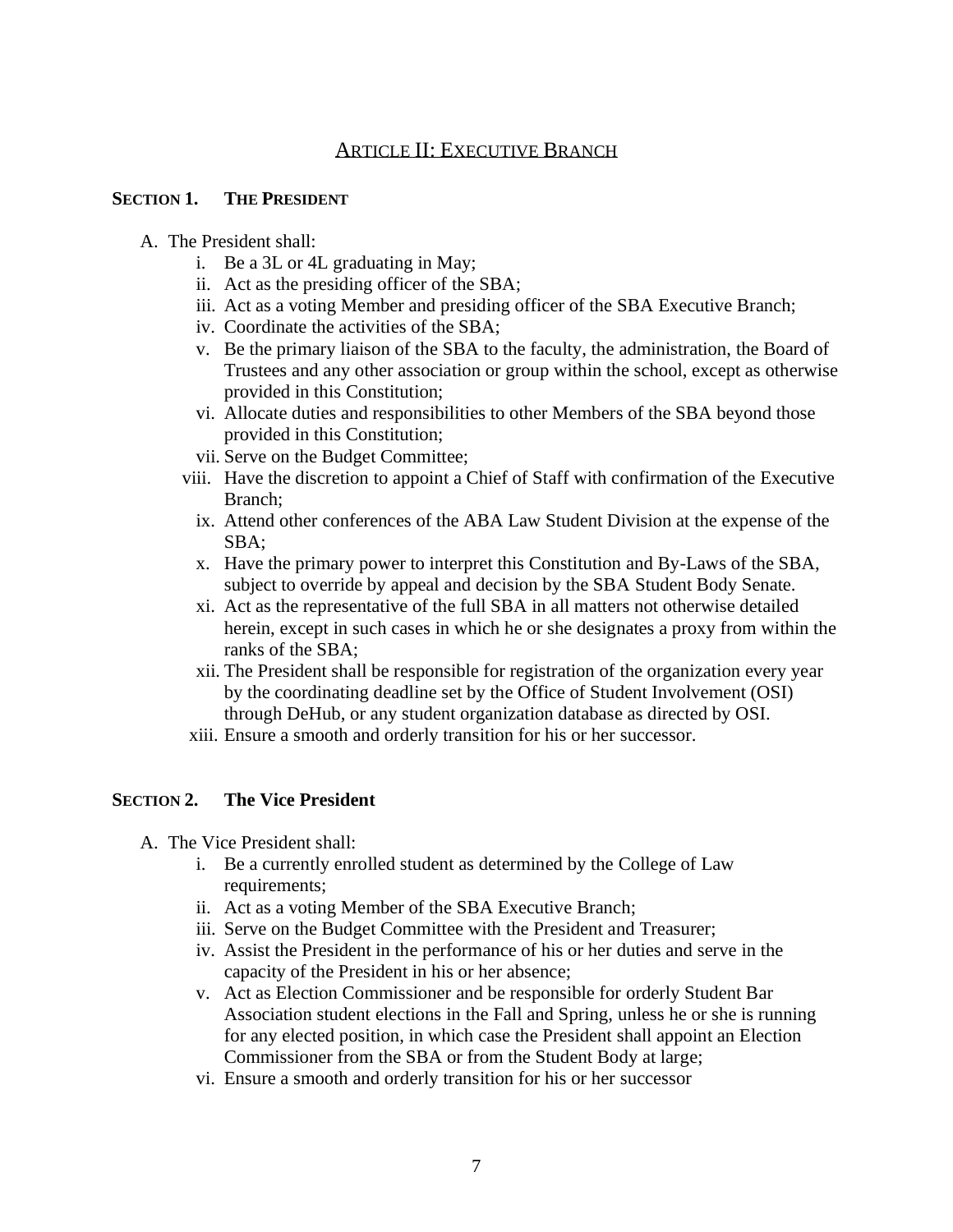## Article II: Executive Branch

### Section 1. The President

A. The President shall:

i. Be a 3L or 4L graduating in May;
ii. Act as the presiding officer of the SBA;
iii. Act as a voting Member and presiding officer of the SBA Executive Branch;
iv. Coordinate the activities of the SBA;
v. Be the primary liaison of the SBA to the faculty, the administration, the Board of Trustees and any other association or group within the school, except as otherwise provided in this Constitution;
vi. Allocate duties and responsibilities to other Members of the SBA beyond those provided in this Constitution;
vii. Serve on the Budget Committee;
viii. Have the discretion to appoint a Chief of Staff with confirmation of the Executive Branch;
ix. Attend other conferences of the ABA Law Student Division at the expense of the SBA;
x. Have the primary power to interpret this Constitution and By-Laws of the SBA, subject to override by appeal and decision by the SBA Student Body Senate.
xi. Act as the representative of the full SBA in all matters not otherwise detailed herein, except in such cases in which he or she designates a proxy from within the ranks of the SBA;
xii. The President shall be responsible for registration of the organization every year by the coordinating deadline set by the Office of Student Involvement (OSI) through DeHub, or any student organization database as directed by OSI.
xiii. Ensure a smooth and orderly transition for his or her successor.

### Section 2. The Vice President

A. The Vice President shall:

i. Be a currently enrolled student as determined by the College of Law requirements;
ii. Act as a voting Member of the SBA Executive Branch;
iii. Serve on the Budget Committee with the President and Treasurer;
iv. Assist the President in the performance of his or her duties and serve in the capacity of the President in his or her absence;
v. Act as Election Commissioner and be responsible for orderly Student Bar Association student elections in the Fall and Spring, unless he or she is running for any elected position, in which case the President shall appoint an Election Commissioner from the SBA or from the Student Body at large;
vi. Ensure a smooth and orderly transition for his or her successor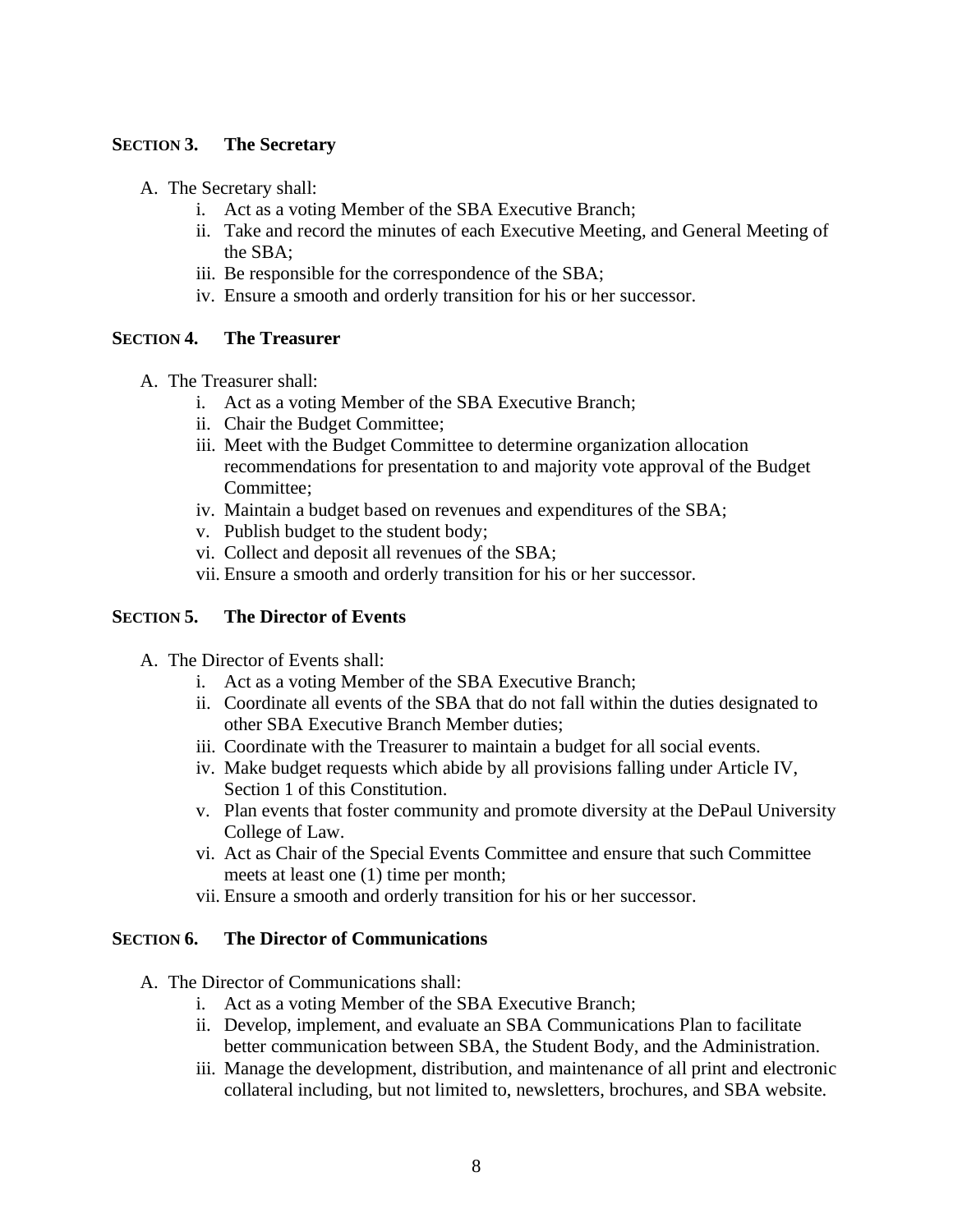### SECTION 3. The Secretary

A. The Secretary shall:
   i. Act as a voting Member of the SBA Executive Branch;
   ii. Take and record the minutes of each Executive Meeting, and General Meeting of the SBA;
   iii. Be responsible for the correspondence of the SBA;
   iv. Ensure a smooth and orderly transition for his or her successor.

### SECTION 4. The Treasurer

A. The Treasurer shall:
   i. Act as a voting Member of the SBA Executive Branch;
   ii. Chair the Budget Committee;
   iii. Meet with the Budget Committee to determine organization allocation recommendations for presentation to and majority vote approval of the Budget Committee;
   iv. Maintain a budget based on revenues and expenditures of the SBA;
   v. Publish budget to the student body;
   vi. Collect and deposit all revenues of the SBA;
   vii. Ensure a smooth and orderly transition for his or her successor.

### SECTION 5. The Director of Events

A. The Director of Events shall:
   i. Act as a voting Member of the SBA Executive Branch;
   ii. Coordinate all events of the SBA that do not fall within the duties designated to other SBA Executive Branch Member duties;
   iii. Coordinate with the Treasurer to maintain a budget for all social events.
   iv. Make budget requests which abide by all provisions falling under Article IV, Section 1 of this Constitution.
   v. Plan events that foster community and promote diversity at the DePaul University College of Law.
   vi. Act as Chair of the Special Events Committee and ensure that such Committee meets at least one (1) time per month;
   vii. Ensure a smooth and orderly transition for his or her successor.

### SECTION 6. The Director of Communications

A. The Director of Communications shall:
   i. Act as a voting Member of the SBA Executive Branch;
   ii. Develop, implement, and evaluate an SBA Communications Plan to facilitate better communication between SBA, the Student Body, and the Administration.
   iii. Manage the development, distribution, and maintenance of all print and electronic collateral including, but not limited to, newsletters, brochures, and SBA website.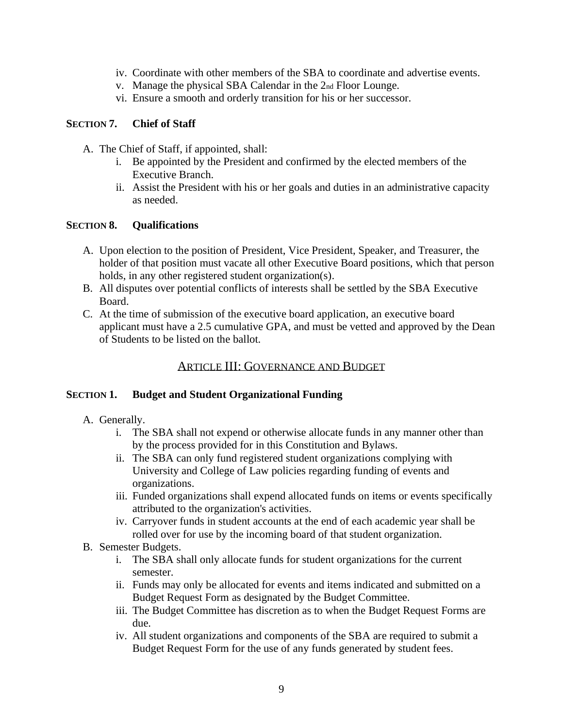iv. Coordinate with other members of the SBA to coordinate and advertise events.
v. Manage the physical SBA Calendar in the 2nd Floor Lounge.
vi. Ensure a smooth and orderly transition for his or her successor.

### SECTION 7. Chief of Staff

A. The Chief of Staff, if appointed, shall:
   i. Be appointed by the President and confirmed by the elected members of the Executive Branch.
   ii. Assist the President with his or her goals and duties in an administrative capacity as needed.

### SECTION 8. Qualifications

A. Upon election to the position of President, Vice President, Speaker, and Treasurer, the holder of that position must vacate all other Executive Board positions, which that person holds, in any other registered student organization(s).
B. All disputes over potential conflicts of interests shall be settled by the SBA Executive Board.
C. At the time of submission of the executive board application, an executive board applicant must have a 2.5 cumulative GPA, and must be vetted and approved by the Dean of Students to be listed on the ballot.

## ARTICLE III: GOVERNANCE AND BUDGET

### SECTION 1. Budget and Student Organizational Funding

A. Generally.
   i. The SBA shall not expend or otherwise allocate funds in any manner other than by the process provided for in this Constitution and Bylaws.
   ii. The SBA can only fund registered student organizations complying with University and College of Law policies regarding funding of events and organizations.
   iii. Funded organizations shall expend allocated funds on items or events specifically attributed to the organization's activities.
   iv. Carryover funds in student accounts at the end of each academic year shall be rolled over for use by the incoming board of that student organization.
B. Semester Budgets.
   i. The SBA shall only allocate funds for student organizations for the current semester.
   ii. Funds may only be allocated for events and items indicated and submitted on a Budget Request Form as designated by the Budget Committee.
   iii. The Budget Committee has discretion as to when the Budget Request Forms are due.
   iv. All student organizations and components of the SBA are required to submit a Budget Request Form for the use of any funds generated by student fees.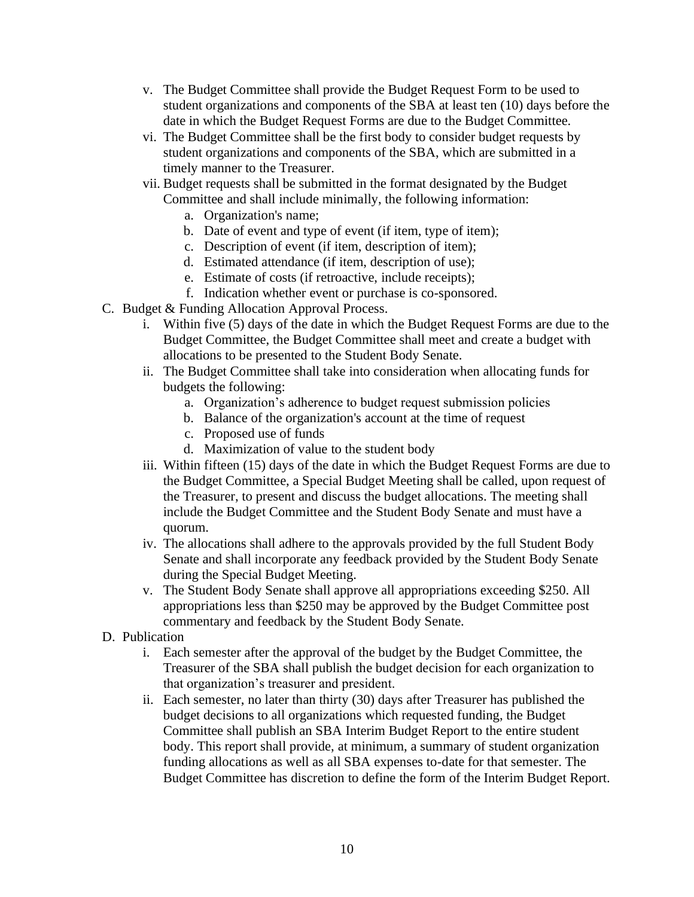v. The Budget Committee shall provide the Budget Request Form to be used to student organizations and components of the SBA at least ten (10) days before the date in which the Budget Request Forms are due to the Budget Committee.

vi. The Budget Committee shall be the first body to consider budget requests by student organizations and components of the SBA, which are submitted in a timely manner to the Treasurer.

vii. Budget requests shall be submitted in the format designated by the Budget Committee and shall include minimally, the following information:

   a. Organization's name;
   b. Date of event and type of event (if item, type of item);
   c. Description of event (if item, description of item);
   d. Estimated attendance (if item, description of use);
   e. Estimate of costs (if retroactive, include receipts);
   f. Indication whether event or purchase is co-sponsored.

C. Budget & Funding Allocation Approval Process.

i. Within five (5) days of the date in which the Budget Request Forms are due to the Budget Committee, the Budget Committee shall meet and create a budget with allocations to be presented to the Student Body Senate.

ii. The Budget Committee shall take into consideration when allocating funds for budgets the following:

   a. Organization's adherence to budget request submission policies
   b. Balance of the organization's account at the time of request
   c. Proposed use of funds
   d. Maximization of value to the student body

iii. Within fifteen (15) days of the date in which the Budget Request Forms are due to the Budget Committee, a Special Budget Meeting shall be called, upon request of the Treasurer, to present and discuss the budget allocations. The meeting shall include the Budget Committee and the Student Body Senate and must have a quorum.

iv. The allocations shall adhere to the approvals provided by the full Student Body Senate and shall incorporate any feedback provided by the Student Body Senate during the Special Budget Meeting.

v. The Student Body Senate shall approve all appropriations exceeding $250. All appropriations less than $250 may be approved by the Budget Committee post commentary and feedback by the Student Body Senate.

D. Publication

i. Each semester after the approval of the budget by the Budget Committee, the Treasurer of the SBA shall publish the budget decision for each organization to that organization's treasurer and president.

ii. Each semester, no later than thirty (30) days after Treasurer has published the budget decisions to all organizations which requested funding, the Budget Committee shall publish an SBA Interim Budget Report to the entire student body. This report shall provide, at minimum, a summary of student organization funding allocations as well as all SBA expenses to-date for that semester. The Budget Committee has discretion to define the form of the Interim Budget Report.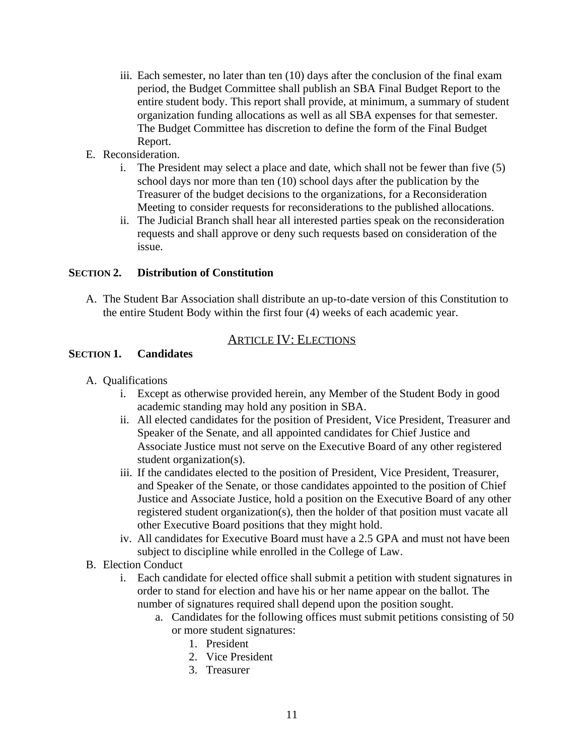iii. Each semester, no later than ten (10) days after the conclusion of the final exam period, the Budget Committee shall publish an SBA Final Budget Report to the entire student body. This report shall provide, at minimum, a summary of student organization funding allocations as well as all SBA expenses for that semester. The Budget Committee has discretion to define the form of the Final Budget Report.

E. Reconsideration.
   i. The President may select a place and date, which shall not be fewer than five (5) school days nor more than ten (10) school days after the publication by the Treasurer of the budget decisions to the organizations, for a Reconsideration Meeting to consider requests for reconsiderations to the published allocations.
   ii. The Judicial Branch shall hear all interested parties speak on the reconsideration requests and shall approve or deny such requests based on consideration of the issue.

### SECTION 2. Distribution of Constitution

A. The Student Bar Association shall distribute an up-to-date version of this Constitution to the entire Student Body within the first four (4) weeks of each academic year.

## ARTICLE IV: ELECTIONS

### SECTION 1. Candidates

A. Qualifications
   i. Except as otherwise provided herein, any Member of the Student Body in good academic standing may hold any position in SBA.
   ii. All elected candidates for the position of President, Vice President, Treasurer and Speaker of the Senate, and all appointed candidates for Chief Justice and Associate Justice must not serve on the Executive Board of any other registered student organization(s).
   iii. If the candidates elected to the position of President, Vice President, Treasurer, and Speaker of the Senate, or those candidates appointed to the position of Chief Justice and Associate Justice, hold a position on the Executive Board of any other registered student organization(s), then the holder of that position must vacate all other Executive Board positions that they might hold.
   iv. All candidates for Executive Board must have a 2.5 GPA and must not have been subject to discipline while enrolled in the College of Law.

B. Election Conduct
   i. Each candidate for elected office shall submit a petition with student signatures in order to stand for election and have his or her name appear on the ballot. The number of signatures required shall depend upon the position sought.
      a. Candidates for the following offices must submit petitions consisting of 50 or more student signatures:
         1. President
         2. Vice President
         3. Treasurer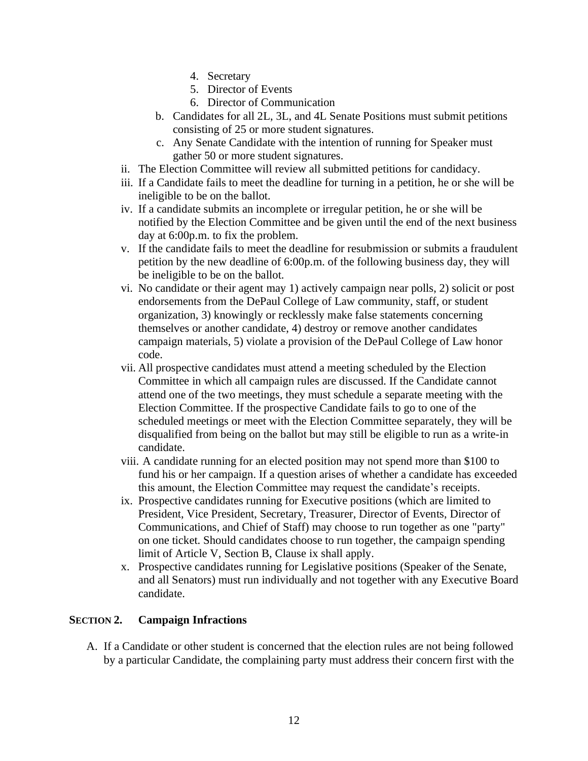4. Secretary
5. Director of Events
6. Director of Communication

b. Candidates for all 2L, 3L, and 4L Senate Positions must submit petitions consisting of 25 or more student signatures.

c. Any Senate Candidate with the intention of running for Speaker must gather 50 or more student signatures.

ii. The Election Committee will review all submitted petitions for candidacy.

iii. If a Candidate fails to meet the deadline for turning in a petition, he or she will be ineligible to be on the ballot.

iv. If a candidate submits an incomplete or irregular petition, he or she will be notified by the Election Committee and be given until the end of the next business day at 6:00p.m. to fix the problem.

v. If the candidate fails to meet the deadline for resubmission or submits a fraudulent petition by the new deadline of 6:00p.m. of the following business day, they will be ineligible to be on the ballot.

vi. No candidate or their agent may 1) actively campaign near polls, 2) solicit or post endorsements from the DePaul College of Law community, staff, or student organization, 3) knowingly or recklessly make false statements concerning themselves or another candidate, 4) destroy or remove another candidates campaign materials, 5) violate a provision of the DePaul College of Law honor code.

vii. All prospective candidates must attend a meeting scheduled by the Election Committee in which all campaign rules are discussed. If the Candidate cannot attend one of the two meetings, they must schedule a separate meeting with the Election Committee. If the prospective Candidate fails to go to one of the scheduled meetings or meet with the Election Committee separately, they will be disqualified from being on the ballot but may still be eligible to run as a write-in candidate.

viii. A candidate running for an elected position may not spend more than $100 to fund his or her campaign. If a question arises of whether a candidate has exceeded this amount, the Election Committee may request the candidate's receipts.

ix. Prospective candidates running for Executive positions (which are limited to President, Vice President, Secretary, Treasurer, Director of Events, Director of Communications, and Chief of Staff) may choose to run together as one "party" on one ticket. Should candidates choose to run together, the campaign spending limit of Article V, Section B, Clause ix shall apply.

x. Prospective candidates running for Legislative positions (Speaker of the Senate, and all Senators) must run individually and not together with any Executive Board candidate.

### SECTION 2. Campaign Infractions

A. If a Candidate or other student is concerned that the election rules are not being followed by a particular Candidate, the complaining party must address their concern first with the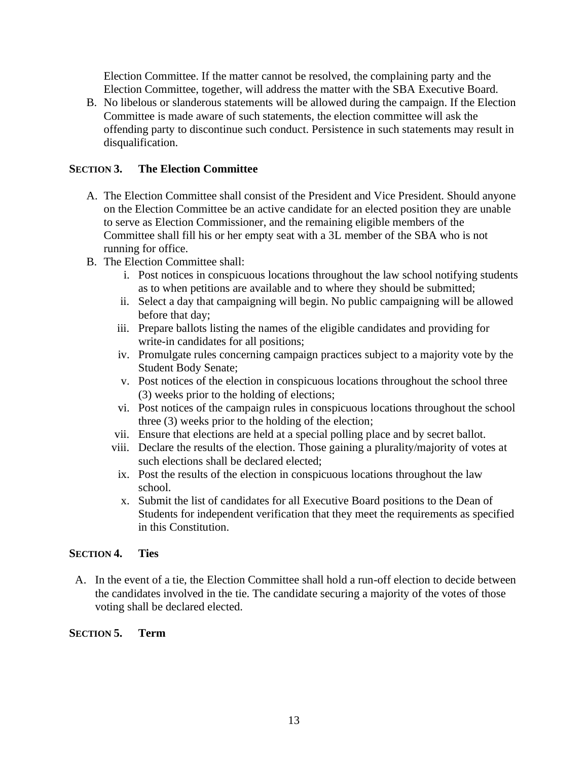Election Committee. If the matter cannot be resolved, the complaining party and the Election Committee, together, will address the matter with the SBA Executive Board.

B. No libelous or slanderous statements will be allowed during the campaign. If the Election Committee is made aware of such statements, the election committee will ask the offending party to discontinue such conduct. Persistence in such statements may result in disqualification.

### SECTION 3. The Election Committee

A. The Election Committee shall consist of the President and Vice President. Should anyone on the Election Committee be an active candidate for an elected position they are unable to serve as Election Commissioner, and the remaining eligible members of the Committee shall fill his or her empty seat with a 3L member of the SBA who is not running for office.

B. The Election Committee shall:

   i. Post notices in conspicuous locations throughout the law school notifying students as to when petitions are available and to where they should be submitted;

   ii. Select a day that campaigning will begin. No public campaigning will be allowed before that day;

   iii. Prepare ballots listing the names of the eligible candidates and providing for write-in candidates for all positions;

   iv. Promulgate rules concerning campaign practices subject to a majority vote by the Student Body Senate;

   v. Post notices of the election in conspicuous locations throughout the school three (3) weeks prior to the holding of elections;

   vi. Post notices of the campaign rules in conspicuous locations throughout the school three (3) weeks prior to the holding of the election;

   vii. Ensure that elections are held at a special polling place and by secret ballot.

   viii. Declare the results of the election. Those gaining a plurality/majority of votes at such elections shall be declared elected;

   ix. Post the results of the election in conspicuous locations throughout the law school.

   x. Submit the list of candidates for all Executive Board positions to the Dean of Students for independent verification that they meet the requirements as specified in this Constitution.

### SECTION 4. Ties

A. In the event of a tie, the Election Committee shall hold a run-off election to decide between the candidates involved in the tie. The candidate securing a majority of the votes of those voting shall be declared elected.

### SECTION 5. Term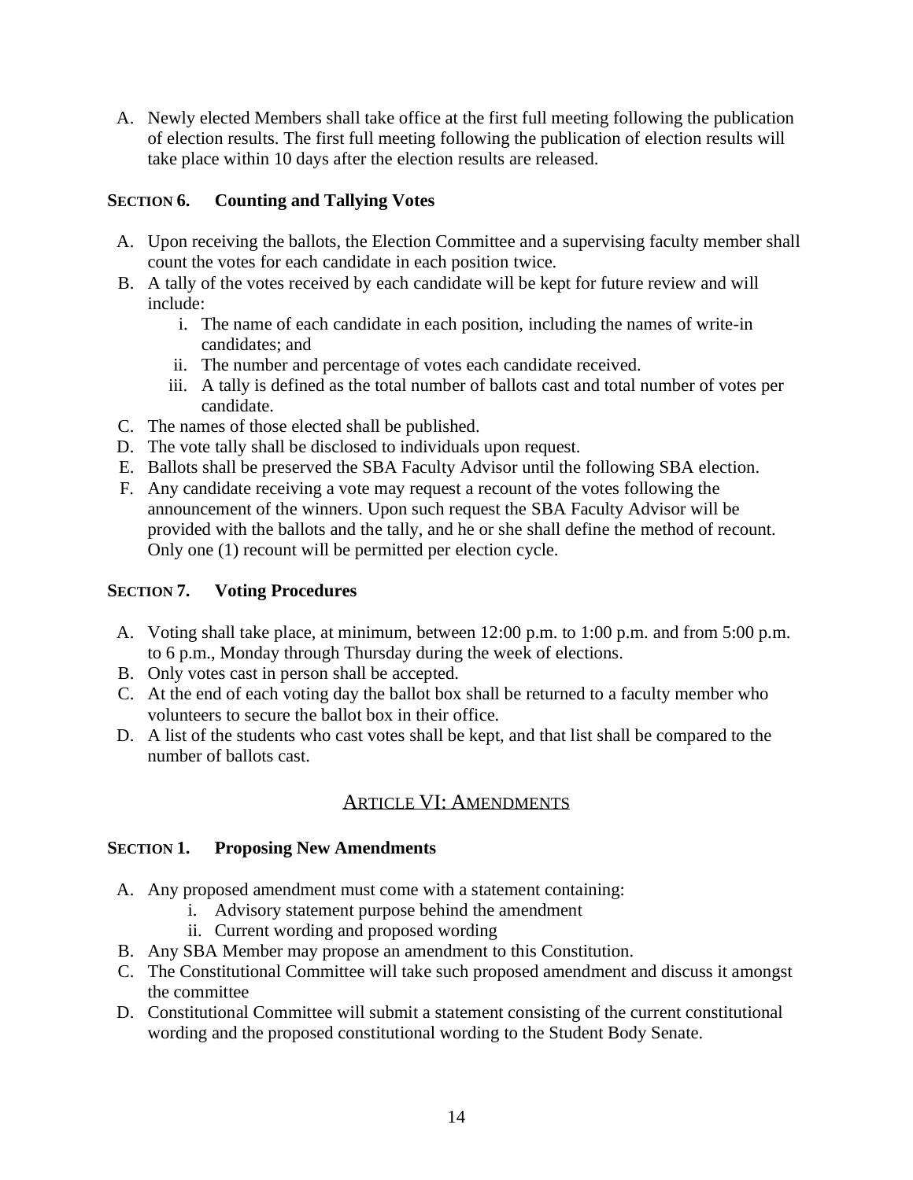A. Newly elected Members shall take office at the first full meeting following the publication of election results. The first full meeting following the publication of election results will take place within 10 days after the election results are released.

### SECTION 6. Counting and Tallying Votes

A. Upon receiving the ballots, the Election Committee and a supervising faculty member shall count the votes for each candidate in each position twice.
B. A tally of the votes received by each candidate will be kept for future review and will include:
   i. The name of each candidate in each position, including the names of write-in candidates; and
   ii. The number and percentage of votes each candidate received.
   iii. A tally is defined as the total number of ballots cast and total number of votes per candidate.
C. The names of those elected shall be published.
D. The vote tally shall be disclosed to individuals upon request.
E. Ballots shall be preserved the SBA Faculty Advisor until the following SBA election.
F. Any candidate receiving a vote may request a recount of the votes following the announcement of the winners. Upon such request the SBA Faculty Advisor will be provided with the ballots and the tally, and he or she shall define the method of recount. Only one (1) recount will be permitted per election cycle.

### SECTION 7. Voting Procedures

A. Voting shall take place, at minimum, between 12:00 p.m. to 1:00 p.m. and from 5:00 p.m. to 6 p.m., Monday through Thursday during the week of elections.
B. Only votes cast in person shall be accepted.
C. At the end of each voting day the ballot box shall be returned to a faculty member who volunteers to secure the ballot box in their office.
D. A list of the students who cast votes shall be kept, and that list shall be compared to the number of ballots cast.

## ARTICLE VI: AMENDMENTS

### SECTION 1. Proposing New Amendments

A. Any proposed amendment must come with a statement containing:
   i. Advisory statement purpose behind the amendment
   ii. Current wording and proposed wording
B. Any SBA Member may propose an amendment to this Constitution.
C. The Constitutional Committee will take such proposed amendment and discuss it amongst the committee
D. Constitutional Committee will submit a statement consisting of the current constitutional wording and the proposed constitutional wording to the Student Body Senate.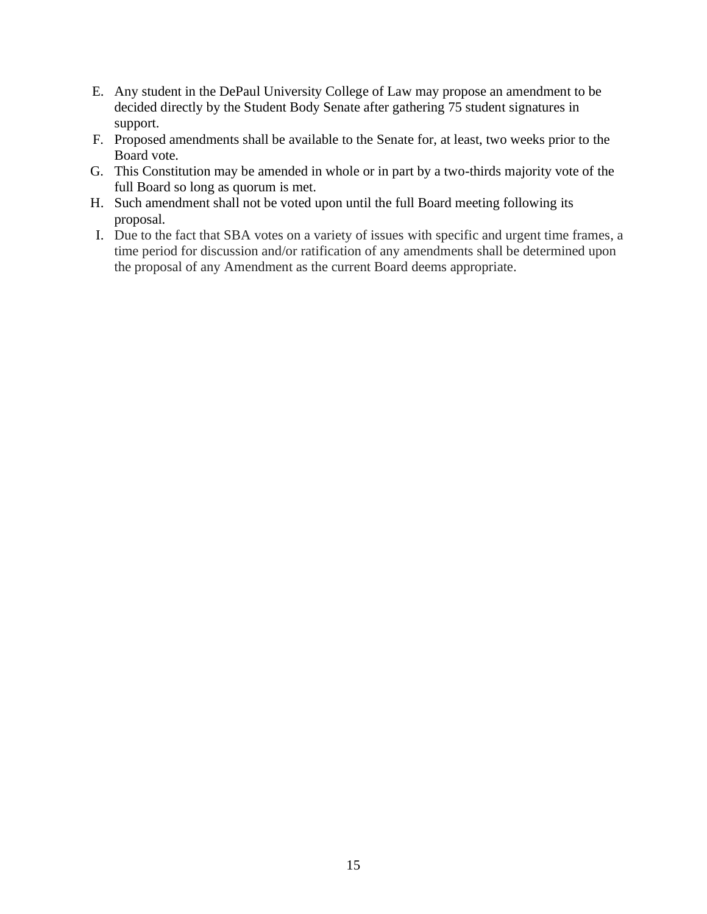E. Any student in the DePaul University College of Law may propose an amendment to be decided directly by the Student Body Senate after gathering 75 student signatures in support.

F. Proposed amendments shall be available to the Senate for, at least, two weeks prior to the Board vote.

G. This Constitution may be amended in whole or in part by a two-thirds majority vote of the full Board so long as quorum is met.

H. Such amendment shall not be voted upon until the full Board meeting following its proposal.

I. Due to the fact that SBA votes on a variety of issues with specific and urgent time frames, a time period for discussion and/or ratification of any amendments shall be determined upon the proposal of any Amendment as the current Board deems appropriate.